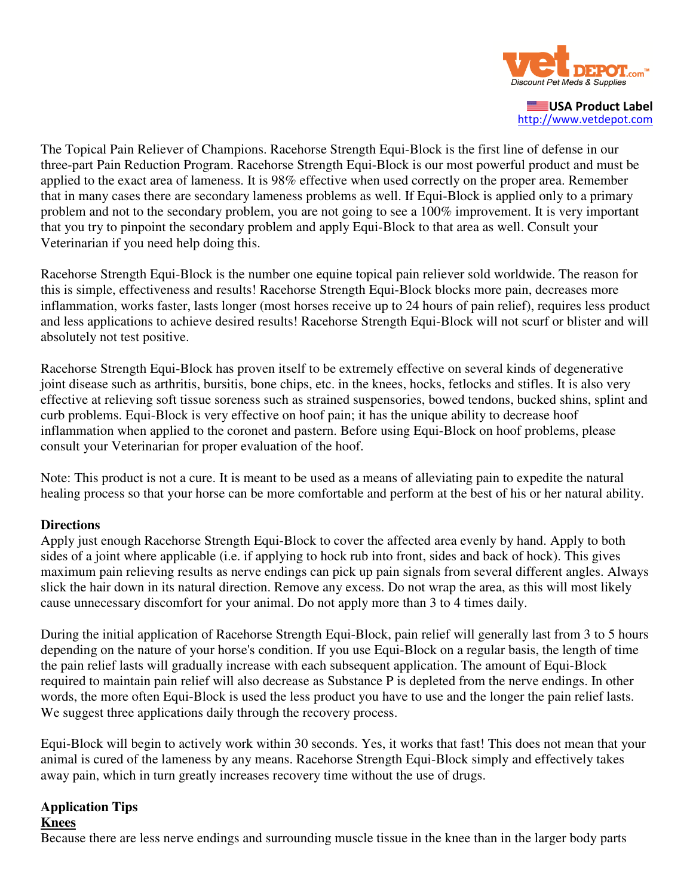USA Product Label
http://www.vetdepot.com

The Topical Pain Reliever of Champions. Racehorse Strength Equi-Block is the first line of defense in our three-part Pain Reduction Program. Racehorse Strength Equi-Block is our most powerful product and must be applied to the exact area of lameness. It is 98% effective when used correctly on the proper area. Remember that in many cases there are secondary lameness problems as well. If Equi-Block is applied only to a primary problem and not to the secondary problem, you are not going to see a 100% improvement. It is very important that you try to pinpoint the secondary problem and apply Equi-Block to that area as well. Consult your Veterinarian if you need help doing this.

Racehorse Strength Equi-Block is the number one equine topical pain reliever sold worldwide. The reason for this is simple, effectiveness and results! Racehorse Strength Equi-Block blocks more pain, decreases more inflammation, works faster, lasts longer (most horses receive up to 24 hours of pain relief), requires less product and less applications to achieve desired results! Racehorse Strength Equi-Block will not scurf or blister and will absolutely not test positive.

Racehorse Strength Equi-Block has proven itself to be extremely effective on several kinds of degenerative joint disease such as arthritis, bursitis, bone chips, etc. in the knees, hocks, fetlocks and stifles. It is also very effective at relieving soft tissue soreness such as strained suspensories, bowed tendons, bucked shins, splint and curb problems. Equi-Block is very effective on hoof pain; it has the unique ability to decrease hoof inflammation when applied to the coronet and pastern. Before using Equi-Block on hoof problems, please consult your Veterinarian for proper evaluation of the hoof.

Note: This product is not a cure. It is meant to be used as a means of alleviating pain to expedite the natural healing process so that your horse can be more comfortable and perform at the best of his or her natural ability.

**Directions**

Apply just enough Racehorse Strength Equi-Block to cover the affected area evenly by hand. Apply to both sides of a joint where applicable (i.e. if applying to hock rub into front, sides and back of hock). This gives maximum pain relieving results as nerve endings can pick up pain signals from several different angles. Always slick the hair down in its natural direction. Remove any excess. Do not wrap the area, as this will most likely cause unnecessary discomfort for your animal. Do not apply more than 3 to 4 times daily.

During the initial application of Racehorse Strength Equi-Block, pain relief will generally last from 3 to 5 hours depending on the nature of your horse's condition. If you use Equi-Block on a regular basis, the length of time the pain relief lasts will gradually increase with each subsequent application. The amount of Equi-Block required to maintain pain relief will also decrease as Substance P is depleted from the nerve endings. In other words, the more often Equi-Block is used the less product you have to use and the longer the pain relief lasts. We suggest three applications daily through the recovery process.

Equi-Block will begin to actively work within 30 seconds. Yes, it works that fast! This does not mean that your animal is cured of the lameness by any means. Racehorse Strength Equi-Block simply and effectively takes away pain, which in turn greatly increases recovery time without the use of drugs.

**Application Tips**

**Knees**

Because there are less nerve endings and surrounding muscle tissue in the knee than in the larger body parts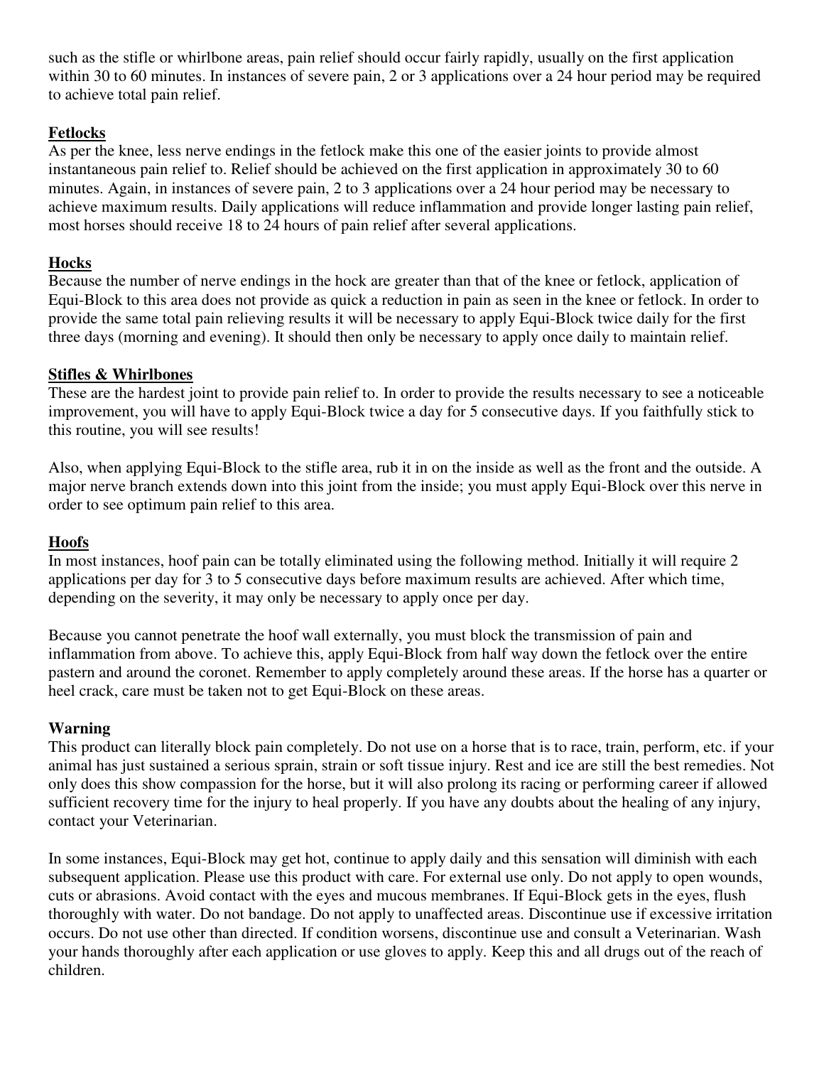such as the stifle or whirlbone areas, pain relief should occur fairly rapidly, usually on the first application within 30 to 60 minutes. In instances of severe pain, 2 or 3 applications over a 24 hour period may be required to achieve total pain relief.

**Fetlocks**

As per the knee, less nerve endings in the fetlock make this one of the easier joints to provide almost instantaneous pain relief to. Relief should be achieved on the first application in approximately 30 to 60 minutes. Again, in instances of severe pain, 2 to 3 applications over a 24 hour period may be necessary to achieve maximum results. Daily applications will reduce inflammation and provide longer lasting pain relief, most horses should receive 18 to 24 hours of pain relief after several applications.

**Hocks**

Because the number of nerve endings in the hock are greater than that of the knee or fetlock, application of Equi-Block to this area does not provide as quick a reduction in pain as seen in the knee or fetlock. In order to provide the same total pain relieving results it will be necessary to apply Equi-Block twice daily for the first three days (morning and evening). It should then only be necessary to apply once daily to maintain relief.

**Stifles & Whirlbones**

These are the hardest joint to provide pain relief to. In order to provide the results necessary to see a noticeable improvement, you will have to apply Equi-Block twice a day for 5 consecutive days. If you faithfully stick to this routine, you will see results!

Also, when applying Equi-Block to the stifle area, rub it in on the inside as well as the front and the outside. A major nerve branch extends down into this joint from the inside; you must apply Equi-Block over this nerve in order to see optimum pain relief to this area.

**Hoofs**

In most instances, hoof pain can be totally eliminated using the following method. Initially it will require 2 applications per day for 3 to 5 consecutive days before maximum results are achieved. After which time, depending on the severity, it may only be necessary to apply once per day.

Because you cannot penetrate the hoof wall externally, you must block the transmission of pain and inflammation from above. To achieve this, apply Equi-Block from half way down the fetlock over the entire pastern and around the coronet. Remember to apply completely around these areas. If the horse has a quarter or heel crack, care must be taken not to get Equi-Block on these areas.

**Warning**

This product can literally block pain completely. Do not use on a horse that is to race, train, perform, etc. if your animal has just sustained a serious sprain, strain or soft tissue injury. Rest and ice are still the best remedies. Not only does this show compassion for the horse, but it will also prolong its racing or performing career if allowed sufficient recovery time for the injury to heal properly. If you have any doubts about the healing of any injury, contact your Veterinarian.

In some instances, Equi-Block may get hot, continue to apply daily and this sensation will diminish with each subsequent application. Please use this product with care. For external use only. Do not apply to open wounds, cuts or abrasions. Avoid contact with the eyes and mucous membranes. If Equi-Block gets in the eyes, flush thoroughly with water. Do not bandage. Do not apply to unaffected areas. Discontinue use if excessive irritation occurs. Do not use other than directed. If condition worsens, discontinue use and consult a Veterinarian. Wash your hands thoroughly after each application or use gloves to apply. Keep this and all drugs out of the reach of children.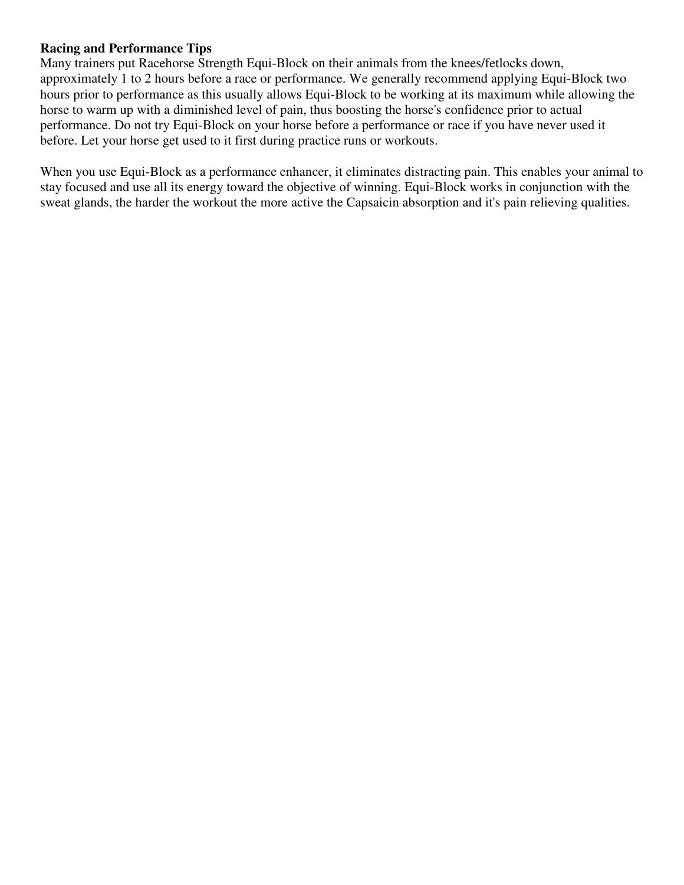**Racing and Performance Tips**

Many trainers put Racehorse Strength Equi-Block on their animals from the knees/fetlocks down, approximately 1 to 2 hours before a race or performance. We generally recommend applying Equi-Block two hours prior to performance as this usually allows Equi-Block to be working at its maximum while allowing the horse to warm up with a diminished level of pain, thus boosting the horse's confidence prior to actual performance. Do not try Equi-Block on your horse before a performance or race if you have never used it before. Let your horse get used to it first during practice runs or workouts.

When you use Equi-Block as a performance enhancer, it eliminates distracting pain. This enables your animal to stay focused and use all its energy toward the objective of winning. Equi-Block works in conjunction with the sweat glands, the harder the workout the more active the Capsaicin absorption and it's pain relieving qualities.